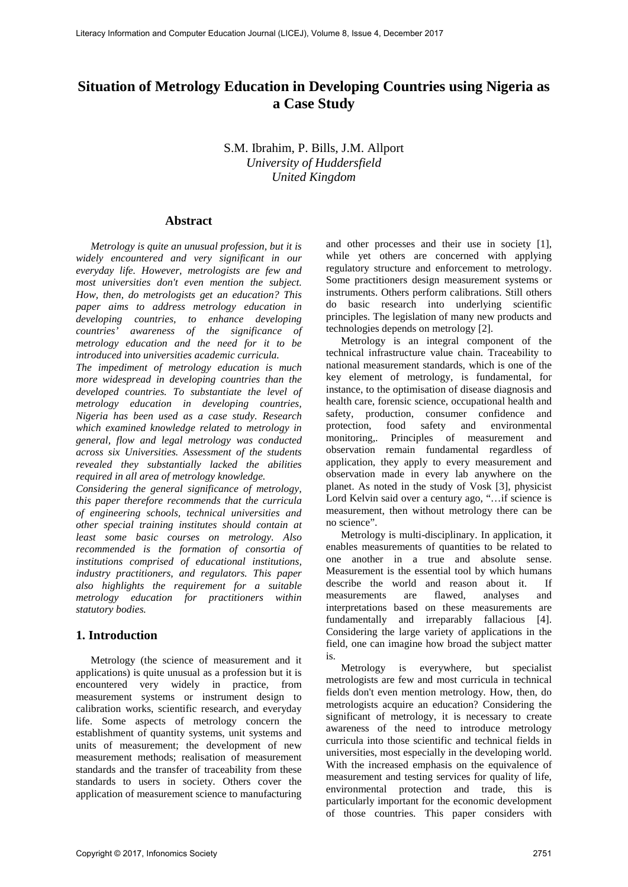# Situation of Metrology Education in Developing Countries using Nigeria as a Case Study

S.M. Ibrahim, P. Bills, J.M. Allport
*University of Huddersfield*
*United Kingdom*

## Abstract

*Metrology is quite an unusual profession, but it is widely encountered and very significant in our everyday life. However, metrologists are few and most universities don't even mention the subject. How, then, do metrologists get an education? This paper aims to address metrology education in developing countries, to enhance developing countries' awareness of the significance of metrology education and the need for it to be introduced into universities academic curricula.*

*The impediment of metrology education is much more widespread in developing countries than the developed countries. To substantiate the level of metrology education in developing countries, Nigeria has been used as a case study. Research which examined knowledge related to metrology in general, flow and legal metrology was conducted across six Universities. Assessment of the students revealed they substantially lacked the abilities required in all area of metrology knowledge.*

*Considering the general significance of metrology, this paper therefore recommends that the curricula of engineering schools, technical universities and other special training institutes should contain at least some basic courses on metrology. Also recommended is the formation of consortia of institutions comprised of educational institutions, industry practitioners, and regulators. This paper also highlights the requirement for a suitable metrology education for practitioners within statutory bodies.*

## 1. Introduction

Metrology (the science of measurement and it applications) is quite unusual as a profession but it is encountered very widely in practice, from measurement systems or instrument design to calibration works, scientific research, and everyday life. Some aspects of metrology concern the establishment of quantity systems, unit systems and units of measurement; the development of new measurement methods; realisation of measurement standards and the transfer of traceability from these standards to users in society. Others cover the application of measurement science to manufacturing and other processes and their use in society [1], while yet others are concerned with applying regulatory structure and enforcement to metrology. Some practitioners design measurement systems or instruments. Others perform calibrations. Still others do basic research into underlying scientific principles. The legislation of many new products and technologies depends on metrology [2].

Metrology is an integral component of the technical infrastructure value chain. Traceability to national measurement standards, which is one of the key element of metrology, is fundamental, for instance, to the optimisation of disease diagnosis and health care, forensic science, occupational health and safety, production, consumer confidence and protection, food safety and environmental monitoring,. Principles of measurement and observation remain fundamental regardless of application, they apply to every measurement and observation made in every lab anywhere on the planet. As noted in the study of Vosk [3], physicist Lord Kelvin said over a century ago, "…if science is measurement, then without metrology there can be no science".

Metrology is multi-disciplinary. In application, it enables measurements of quantities to be related to one another in a true and absolute sense. Measurement is the essential tool by which humans describe the world and reason about it. If measurements are flawed, analyses and interpretations based on these measurements are fundamentally and irreparably fallacious [4]. Considering the large variety of applications in the field, one can imagine how broad the subject matter is.

Metrology is everywhere, but specialist metrologists are few and most curricula in technical fields don't even mention metrology. How, then, do metrologists acquire an education? Considering the significant of metrology, it is necessary to create awareness of the need to introduce metrology curricula into those scientific and technical fields in universities, most especially in the developing world. With the increased emphasis on the equivalence of measurement and testing services for quality of life, environmental protection and trade, this is particularly important for the economic development of those countries. This paper considers with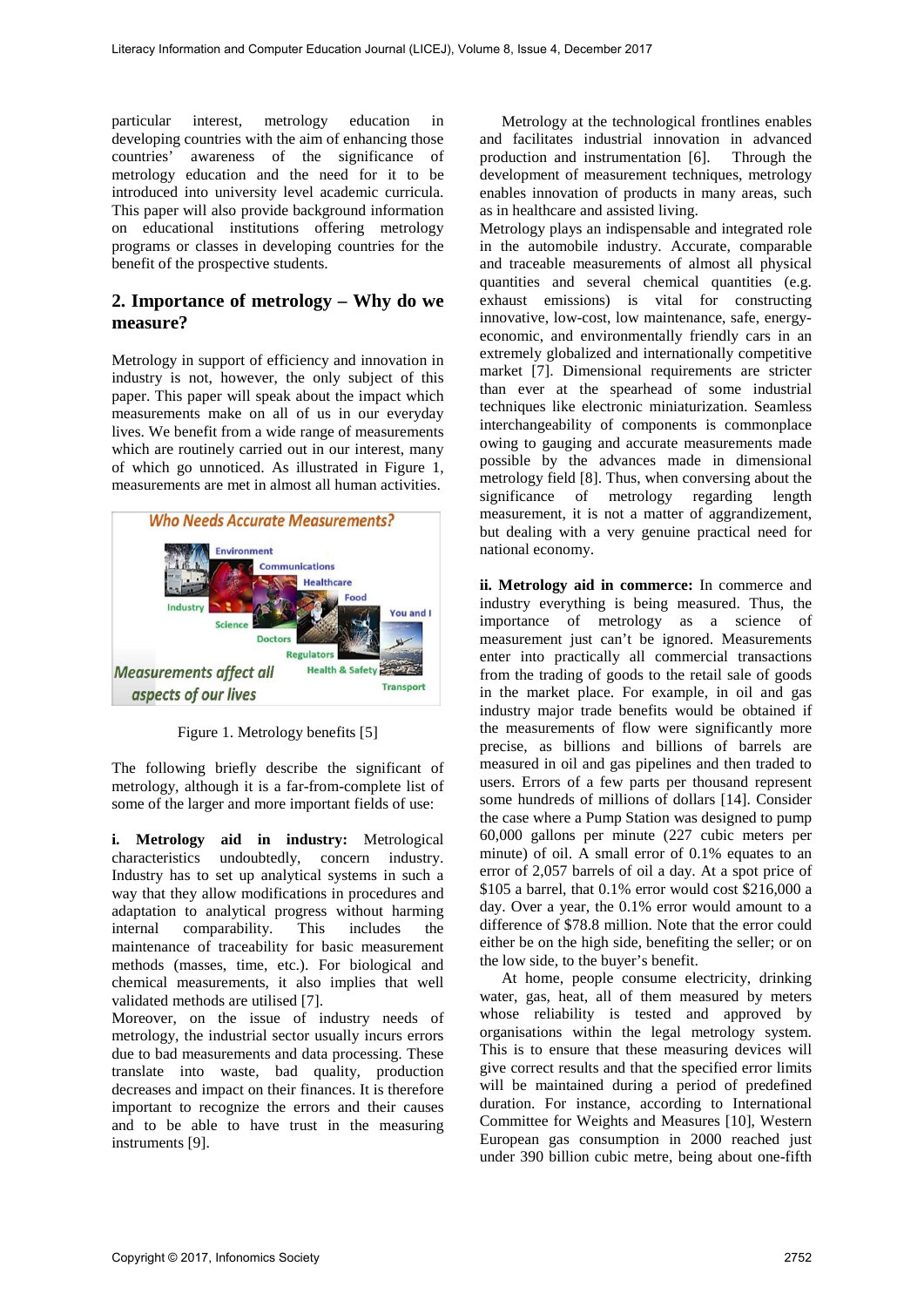particular interest, metrology education in developing countries with the aim of enhancing those countries' awareness of the significance of metrology education and the need for it to be introduced into university level academic curricula. This paper will also provide background information on educational institutions offering metrology programs or classes in developing countries for the benefit of the prospective students.

## 2. Importance of metrology – Why do we measure?

Metrology in support of efficiency and innovation in industry is not, however, the only subject of this paper. This paper will speak about the impact which measurements make on all of us in our everyday lives. We benefit from a wide range of measurements which are routinely carried out in our interest, many of which go unnoticed. As illustrated in Figure 1, measurements are met in almost all human activities.

Figure 1. Metrology benefits [5]

The following briefly describe the significant of metrology, although it is a far-from-complete list of some of the larger and more important fields of use:

**i. Metrology aid in industry:** Metrological characteristics undoubtedly, concern industry. Industry has to set up analytical systems in such a way that they allow modifications in procedures and adaptation to analytical progress without harming internal comparability. This includes the maintenance of traceability for basic measurement methods (masses, time, etc.). For biological and chemical measurements, it also implies that well validated methods are utilised [7].

Moreover, on the issue of industry needs of metrology, the industrial sector usually incurs errors due to bad measurements and data processing. These translate into waste, bad quality, production decreases and impact on their finances. It is therefore important to recognize the errors and their causes and to be able to have trust in the measuring instruments [9].

Metrology at the technological frontlines enables and facilitates industrial innovation in advanced production and instrumentation [6]. Through the development of measurement techniques, metrology enables innovation of products in many areas, such as in healthcare and assisted living.

Metrology plays an indispensable and integrated role in the automobile industry. Accurate, comparable and traceable measurements of almost all physical quantities and several chemical quantities (e.g. exhaust emissions) is vital for constructing innovative, low-cost, low maintenance, safe, energy-economic, and environmentally friendly cars in an extremely globalized and internationally competitive market [7]. Dimensional requirements are stricter than ever at the spearhead of some industrial techniques like electronic miniaturization. Seamless interchangeability of components is commonplace owing to gauging and accurate measurements made possible by the advances made in dimensional metrology field [8]. Thus, when conversing about the significance of metrology regarding length measurement, it is not a matter of aggrandizement, but dealing with a very genuine practical need for national economy.

**ii. Metrology aid in commerce:** In commerce and industry everything is being measured. Thus, the importance of metrology as a science of measurement just can't be ignored. Measurements enter into practically all commercial transactions from the trading of goods to the retail sale of goods in the market place. For example, in oil and gas industry major trade benefits would be obtained if the measurements of flow were significantly more precise, as billions and billions of barrels are measured in oil and gas pipelines and then traded to users. Errors of a few parts per thousand represent some hundreds of millions of dollars [14]. Consider the case where a Pump Station was designed to pump 60,000 gallons per minute (227 cubic meters per minute) of oil. A small error of 0.1% equates to an error of 2,057 barrels of oil a day. At a spot price of $105 a barrel, that 0.1% error would cost $216,000 a day. Over a year, the 0.1% error would amount to a difference of $78.8 million. Note that the error could either be on the high side, benefiting the seller; or on the low side, to the buyer's benefit.

At home, people consume electricity, drinking water, gas, heat, all of them measured by meters whose reliability is tested and approved by organisations within the legal metrology system. This is to ensure that these measuring devices will give correct results and that the specified error limits will be maintained during a period of predefined duration. For instance, according to International Committee for Weights and Measures [10], Western European gas consumption in 2000 reached just under 390 billion cubic metre, being about one-fifth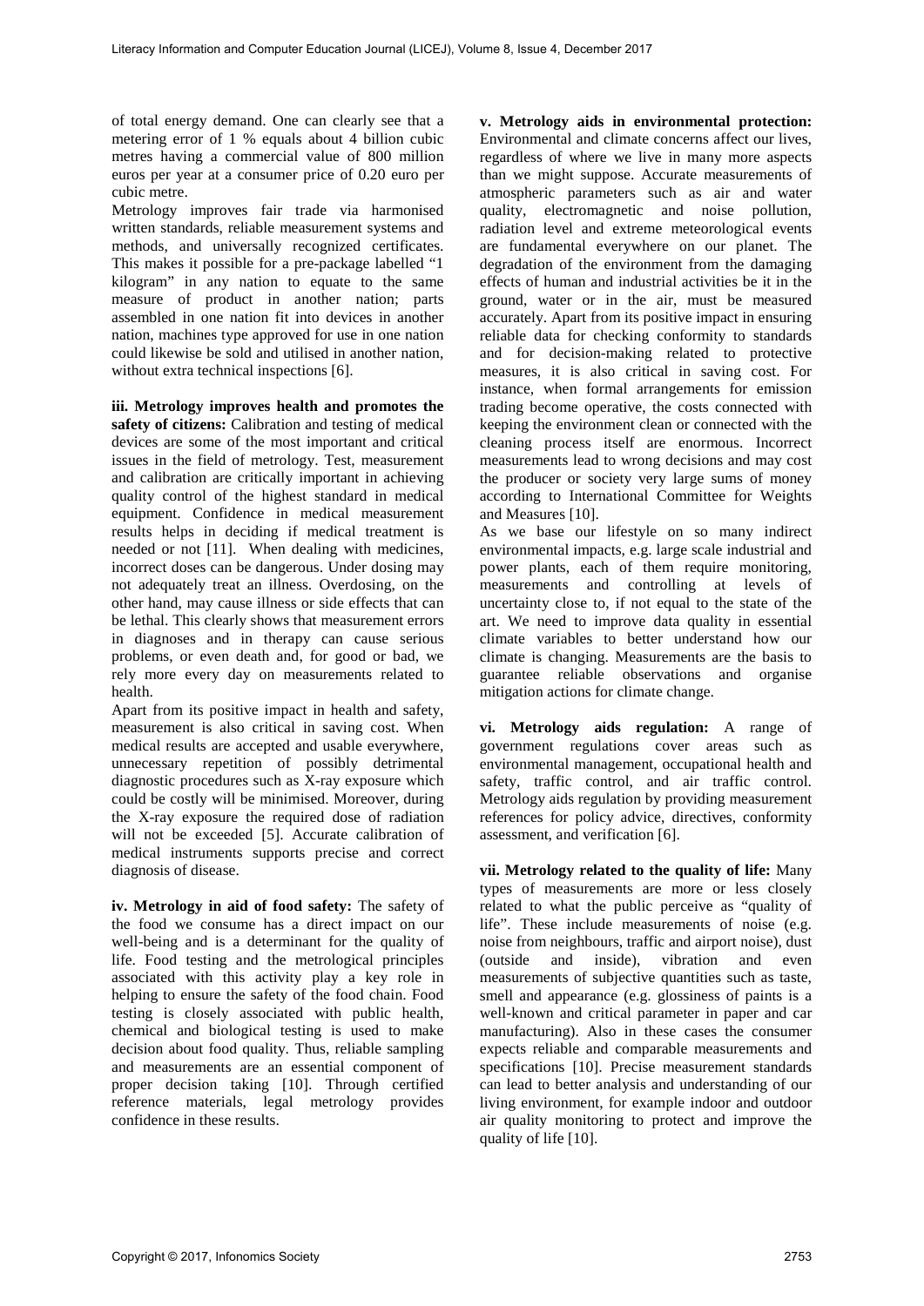of total energy demand. One can clearly see that a metering error of 1 % equals about 4 billion cubic metres having a commercial value of 800 million euros per year at a consumer price of 0.20 euro per cubic metre.

Metrology improves fair trade via harmonised written standards, reliable measurement systems and methods, and universally recognized certificates. This makes it possible for a pre-package labelled "1 kilogram" in any nation to equate to the same measure of product in another nation; parts assembled in one nation fit into devices in another nation, machines type approved for use in one nation could likewise be sold and utilised in another nation, without extra technical inspections [6].

**iii. Metrology improves health and promotes the safety of citizens:** Calibration and testing of medical devices are some of the most important and critical issues in the field of metrology. Test, measurement and calibration are critically important in achieving quality control of the highest standard in medical equipment. Confidence in medical measurement results helps in deciding if medical treatment is needed or not [11]. When dealing with medicines, incorrect doses can be dangerous. Under dosing may not adequately treat an illness. Overdosing, on the other hand, may cause illness or side effects that can be lethal. This clearly shows that measurement errors in diagnoses and in therapy can cause serious problems, or even death and, for good or bad, we rely more every day on measurements related to health.

Apart from its positive impact in health and safety, measurement is also critical in saving cost. When medical results are accepted and usable everywhere, unnecessary repetition of possibly detrimental diagnostic procedures such as X-ray exposure which could be costly will be minimised. Moreover, during the X-ray exposure the required dose of radiation will not be exceeded [5]. Accurate calibration of medical instruments supports precise and correct diagnosis of disease.

**iv. Metrology in aid of food safety:** The safety of the food we consume has a direct impact on our well-being and is a determinant for the quality of life. Food testing and the metrological principles associated with this activity play a key role in helping to ensure the safety of the food chain. Food testing is closely associated with public health, chemical and biological testing is used to make decision about food quality. Thus, reliable sampling and measurements are an essential component of proper decision taking [10]. Through certified reference materials, legal metrology provides confidence in these results.

**v. Metrology aids in environmental protection:** Environmental and climate concerns affect our lives, regardless of where we live in many more aspects than we might suppose. Accurate measurements of atmospheric parameters such as air and water quality, electromagnetic and noise pollution, radiation level and extreme meteorological events are fundamental everywhere on our planet. The degradation of the environment from the damaging effects of human and industrial activities be it in the ground, water or in the air, must be measured accurately. Apart from its positive impact in ensuring reliable data for checking conformity to standards and for decision-making related to protective measures, it is also critical in saving cost. For instance, when formal arrangements for emission trading become operative, the costs connected with keeping the environment clean or connected with the cleaning process itself are enormous. Incorrect measurements lead to wrong decisions and may cost the producer or society very large sums of money according to International Committee for Weights and Measures [10].

As we base our lifestyle on so many indirect environmental impacts, e.g. large scale industrial and power plants, each of them require monitoring, measurements and controlling at levels of uncertainty close to, if not equal to the state of the art. We need to improve data quality in essential climate variables to better understand how our climate is changing. Measurements are the basis to guarantee reliable observations and organise mitigation actions for climate change.

**vi. Metrology aids regulation:** A range of government regulations cover areas such as environmental management, occupational health and safety, traffic control, and air traffic control. Metrology aids regulation by providing measurement references for policy advice, directives, conformity assessment, and verification [6].

**vii. Metrology related to the quality of life:** Many types of measurements are more or less closely related to what the public perceive as "quality of life". These include measurements of noise (e.g. noise from neighbours, traffic and airport noise), dust (outside and inside), vibration and even measurements of subjective quantities such as taste, smell and appearance (e.g. glossiness of paints is a well-known and critical parameter in paper and car manufacturing). Also in these cases the consumer expects reliable and comparable measurements and specifications [10]. Precise measurement standards can lead to better analysis and understanding of our living environment, for example indoor and outdoor air quality monitoring to protect and improve the quality of life [10].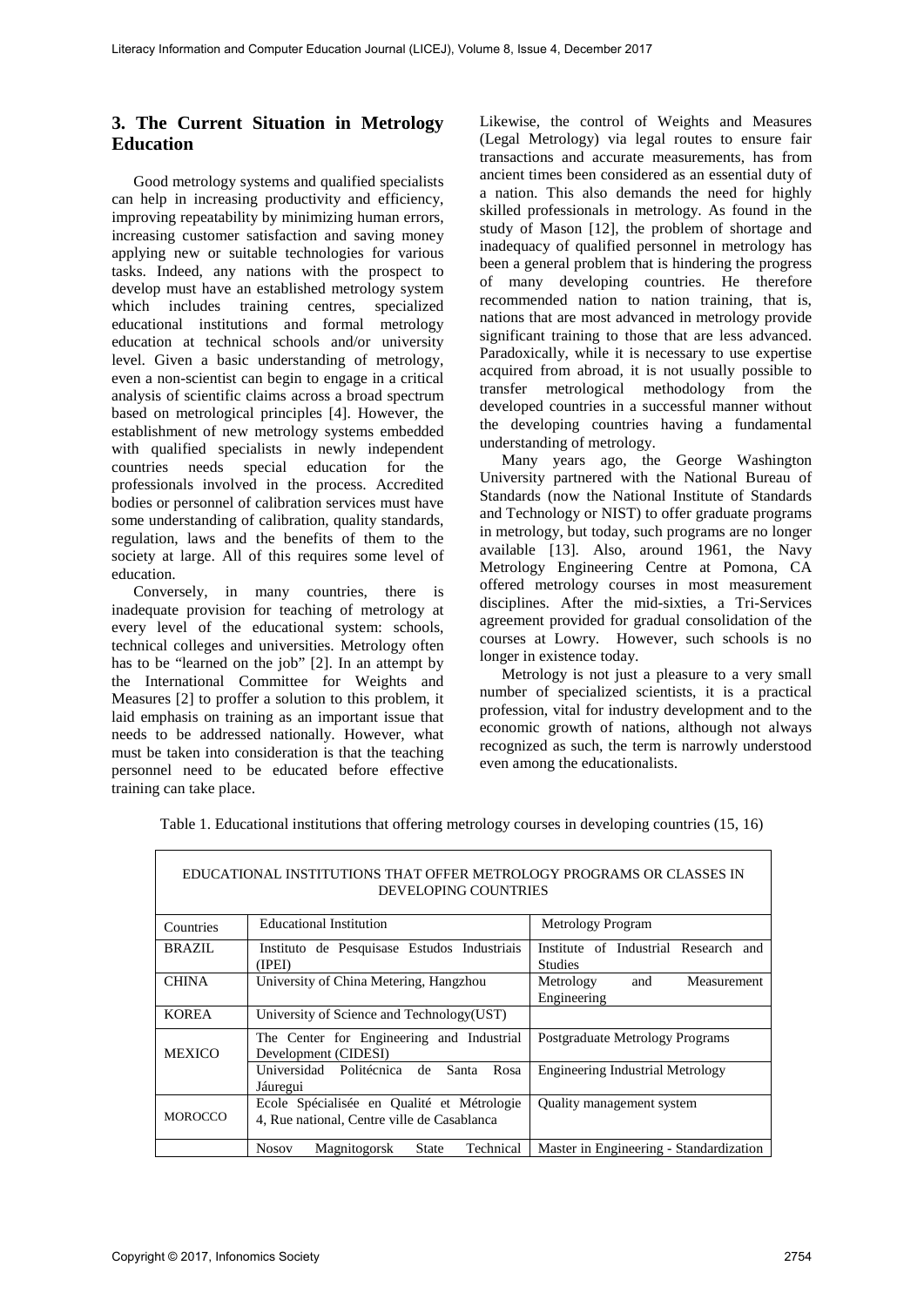## 3. The Current Situation in Metrology Education

Good metrology systems and qualified specialists can help in increasing productivity and efficiency, improving repeatability by minimizing human errors, increasing customer satisfaction and saving money applying new or suitable technologies for various tasks. Indeed, any nations with the prospect to develop must have an established metrology system which includes training centres, specialized educational institutions and formal metrology education at technical schools and/or university level. Given a basic understanding of metrology, even a non-scientist can begin to engage in a critical analysis of scientific claims across a broad spectrum based on metrological principles [4]. However, the establishment of new metrology systems embedded with qualified specialists in newly independent countries needs special education for the professionals involved in the process. Accredited bodies or personnel of calibration services must have some understanding of calibration, quality standards, regulation, laws and the benefits of them to the society at large. All of this requires some level of education.

Conversely, in many countries, there is inadequate provision for teaching of metrology at every level of the educational system: schools, technical colleges and universities. Metrology often has to be "learned on the job" [2]. In an attempt by the International Committee for Weights and Measures [2] to proffer a solution to this problem, it laid emphasis on training as an important issue that needs to be addressed nationally. However, what must be taken into consideration is that the teaching personnel need to be educated before effective training can take place.

Likewise, the control of Weights and Measures (Legal Metrology) via legal routes to ensure fair transactions and accurate measurements, has from ancient times been considered as an essential duty of a nation. This also demands the need for highly skilled professionals in metrology. As found in the study of Mason [12], the problem of shortage and inadequacy of qualified personnel in metrology has been a general problem that is hindering the progress of many developing countries. He therefore recommended nation to nation training, that is, nations that are most advanced in metrology provide significant training to those that are less advanced. Paradoxically, while it is necessary to use expertise acquired from abroad, it is not usually possible to transfer metrological methodology from the developed countries in a successful manner without the developing countries having a fundamental understanding of metrology.

Many years ago, the George Washington University partnered with the National Bureau of Standards (now the National Institute of Standards and Technology or NIST) to offer graduate programs in metrology, but today, such programs are no longer available [13]. Also, around 1961, the Navy Metrology Engineering Centre at Pomona, CA offered metrology courses in most measurement disciplines. After the mid-sixties, a Tri-Services agreement provided for gradual consolidation of the courses at Lowry. However, such schools is no longer in existence today.

Metrology is not just a pleasure to a very small number of specialized scientists, it is a practical profession, vital for industry development and to the economic growth of nations, although not always recognized as such, the term is narrowly understood even among the educationalists.

Table 1. Educational institutions that offering metrology courses in developing countries (15, 16)

| EDUCATIONAL INSTITUTIONS THAT OFFER METROLOGY PROGRAMS OR CLASSES IN DEVELOPING COUNTRIES | | |
|---|---|---|
| Countries | Educational Institution | Metrology Program |
| BRAZIL | Instituto de Pesquisase Estudos Industriais (IPEI) | Institute of Industrial Research and Studies |
| CHINA | University of China Metering, Hangzhou | Metrology and Measurement Engineering |
| KOREA | University of Science and Technology(UST) | |
| MEXICO | The Center for Engineering and Industrial Development (CIDESI) | Postgraduate Metrology Programs |
| | Universidad Politécnica de Santa Rosa Jáuregui | Engineering Industrial Metrology |
| MOROCCO | Ecole Spécialisée en Qualité et Métrologie 4, Rue national, Centre ville de Casablanca | Quality management system |
| | Nosov Magnitogorsk State Technical | Master in Engineering - Standardization |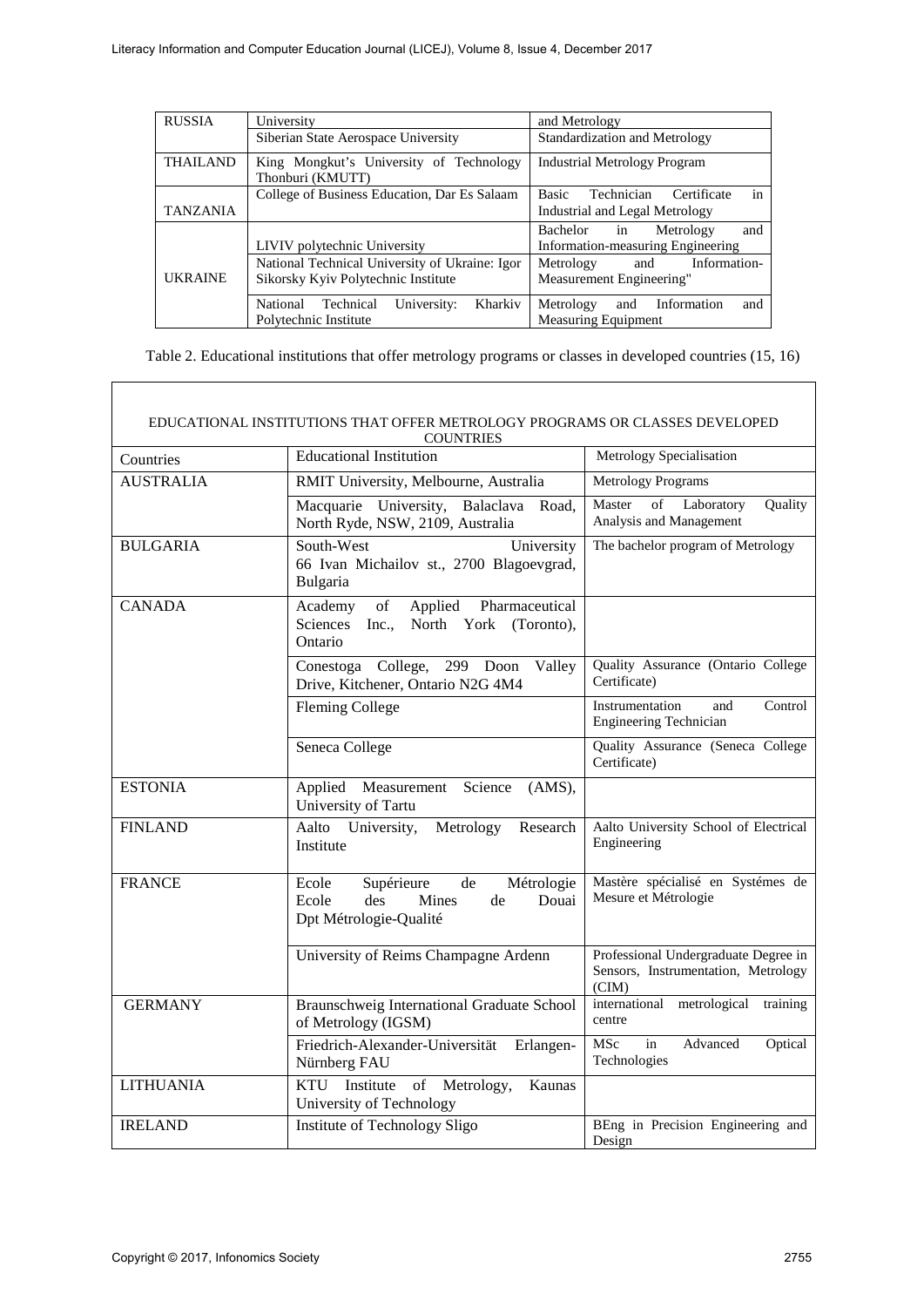| RUSSIA | University | and Metrology |
| --- | --- | --- |
| | Siberian State Aerospace University | Standardization and Metrology |
| THAILAND | King Mongkut's University of Technology Thonburi (KMUTT) | Industrial Metrology Program |
| TANZANIA | College of Business Education, Dar Es Salaam | Basic Technician Certificate in Industrial and Legal Metrology |
| UKRAINE | LIVIV polytechnic University | Bachelor in Metrology and Information-measuring Engineering |
| | National Technical University of Ukraine: Igor Sikorsky Kyiv Polytechnic Institute | Metrology and Information-Measurement Engineering" |
| | National Technical University: Kharkiv Polytechnic Institute | Metrology and Information and Measuring Equipment |

Table 2. Educational institutions that offer metrology programs or classes in developed countries (15, 16)

| EDUCATIONAL INSTITUTIONS THAT OFFER METROLOGY PROGRAMS OR CLASSES DEVELOPED COUNTRIES | | |
| --- | --- | --- |
| Countries | Educational Institution | Metrology Specialisation |
| AUSTRALIA | RMIT University, Melbourne, Australia | Metrology Programs |
| | Macquarie University, Balaclava Road, North Ryde, NSW, 2109, Australia | Master of Laboratory Quality Analysis and Management |
| BULGARIA | South-West University 66 Ivan Michailov st., 2700 Blagoevgrad, Bulgaria | The bachelor program of Metrology |
| CANADA | Academy of Applied Pharmaceutical Sciences Inc., North York (Toronto), Ontario | |
| | Conestoga College, 299 Doon Valley Drive, Kitchener, Ontario N2G 4M4 | Quality Assurance (Ontario College Certificate) |
| | Fleming College | Instrumentation and Control Engineering Technician |
| | Seneca College | Quality Assurance (Seneca College Certificate) |
| ESTONIA | Applied Measurement Science (AMS), University of Tartu | |
| FINLAND | Aalto University, Metrology Research Institute | Aalto University School of Electrical Engineering |
| FRANCE | Ecole Supérieure de Métrologie Ecole des Mines de Douai Dpt Métrologie-Qualité | Mastère spécialisé en Systémes de Mesure et Métrologie |
| | University of Reims Champagne Ardenn | Professional Undergraduate Degree in Sensors, Instrumentation, Metrology (CIM) |
| GERMANY | Braunschweig International Graduate School of Metrology (IGSM) | international metrological training centre |
| | Friedrich-Alexander-Universität Erlangen-Nürnberg FAU | MSc in Advanced Optical Technologies |
| LITHUANIA | KTU Institute of Metrology, Kaunas University of Technology | |
| IRELAND | Institute of Technology Sligo | BEng in Precision Engineering and Design |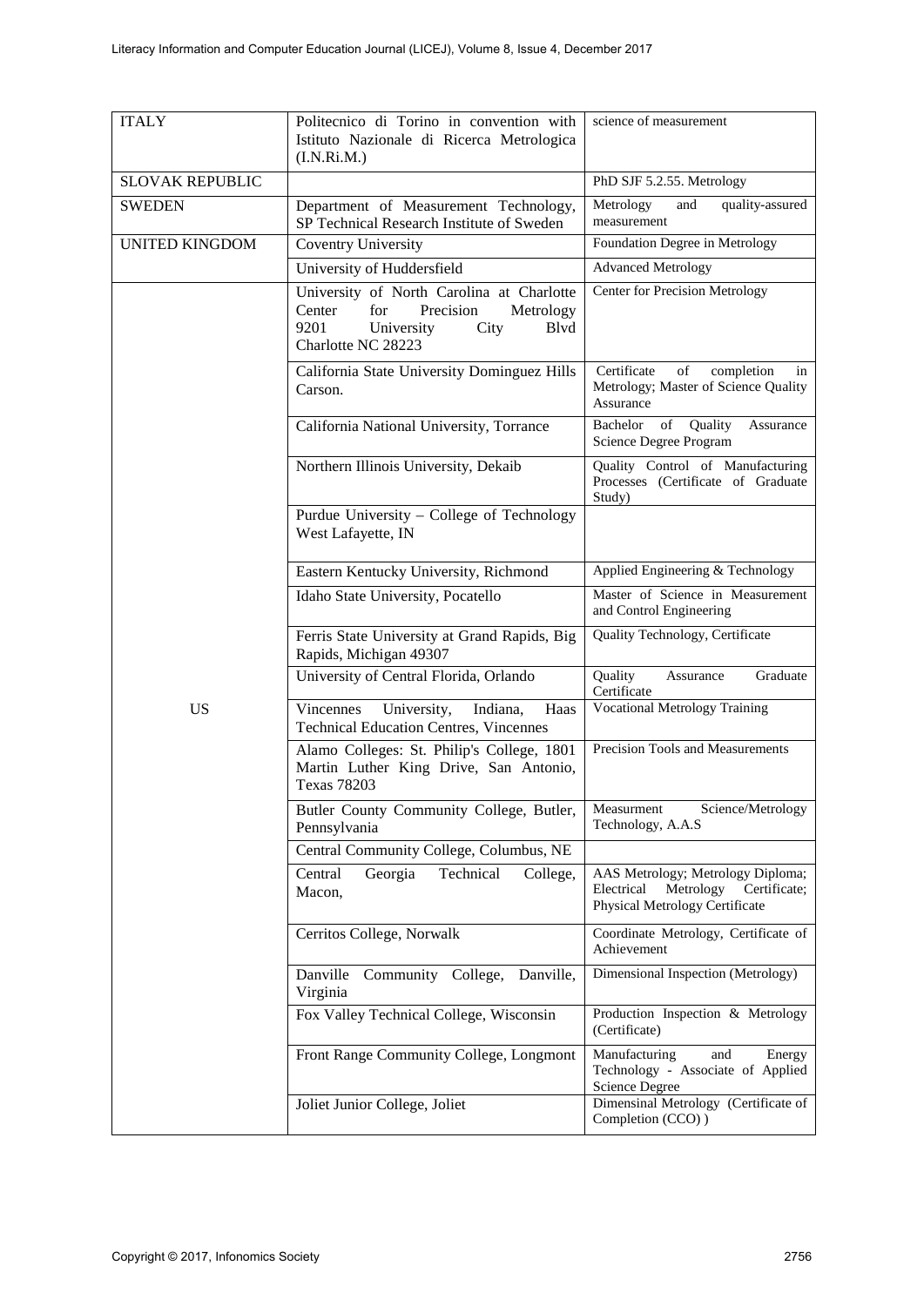| | | |
|---|---|---|
| ITALY | Politecnico di Torino in convention with Istituto Nazionale di Ricerca Metrologica (I.N.Ri.M.) | science of measurement |
| SLOVAK REPUBLIC | | PhD SJF 5.2.55. Metrology |
| SWEDEN | Department of Measurement Technology, SP Technical Research Institute of Sweden | Metrology and quality-assured measurement |
| UNITED KINGDOM | Coventry University | Foundation Degree in Metrology |
| | University of Huddersfield | Advanced Metrology |
| US | University of North Carolina at Charlotte Center for Precision Metrology 9201 University City Blvd Charlotte NC 28223 | Center for Precision Metrology |
| | California State University Dominguez Hills Carson. | Certificate of completion in Metrology; Master of Science Quality Assurance |
| | California National University, Torrance | Bachelor of Quality Assurance Science Degree Program |
| | Northern Illinois University, Dekaib | Quality Control of Manufacturing Processes (Certificate of Graduate Study) |
| | Purdue University – College of Technology West Lafayette, IN | |
| | Eastern Kentucky University, Richmond | Applied Engineering & Technology |
| | Idaho State University, Pocatello | Master of Science in Measurement and Control Engineering |
| | Ferris State University at Grand Rapids, Big Rapids, Michigan 49307 | Quality Technology, Certificate |
| | University of Central Florida, Orlando | Quality Assurance Graduate Certificate |
| | Vincennes University, Indiana, Haas Technical Education Centres, Vincennes | Vocational Metrology Training |
| | Alamo Colleges: St. Philip's College, 1801 Martin Luther King Drive, San Antonio, Texas 78203 | Precision Tools and Measurements |
| | Butler County Community College, Butler, Pennsylvania | Measurment Science/Metrology Technology, A.A.S |
| | Central Community College, Columbus, NE | |
| | Central Georgia Technical College, Macon, | AAS Metrology; Metrology Diploma; Electrical Metrology Certificate; Physical Metrology Certificate |
| | Cerritos College, Norwalk | Coordinate Metrology, Certificate of Achievement |
| | Danville Community College, Danville, Virginia | Dimensional Inspection (Metrology) |
| | Fox Valley Technical College, Wisconsin | Production Inspection & Metrology (Certificate) |
| | Front Range Community College, Longmont | Manufacturing and Energy Technology - Associate of Applied Science Degree |
| | Joliet Junior College, Joliet | Dimensinal Metrology (Certificate of Completion (CCO) ) |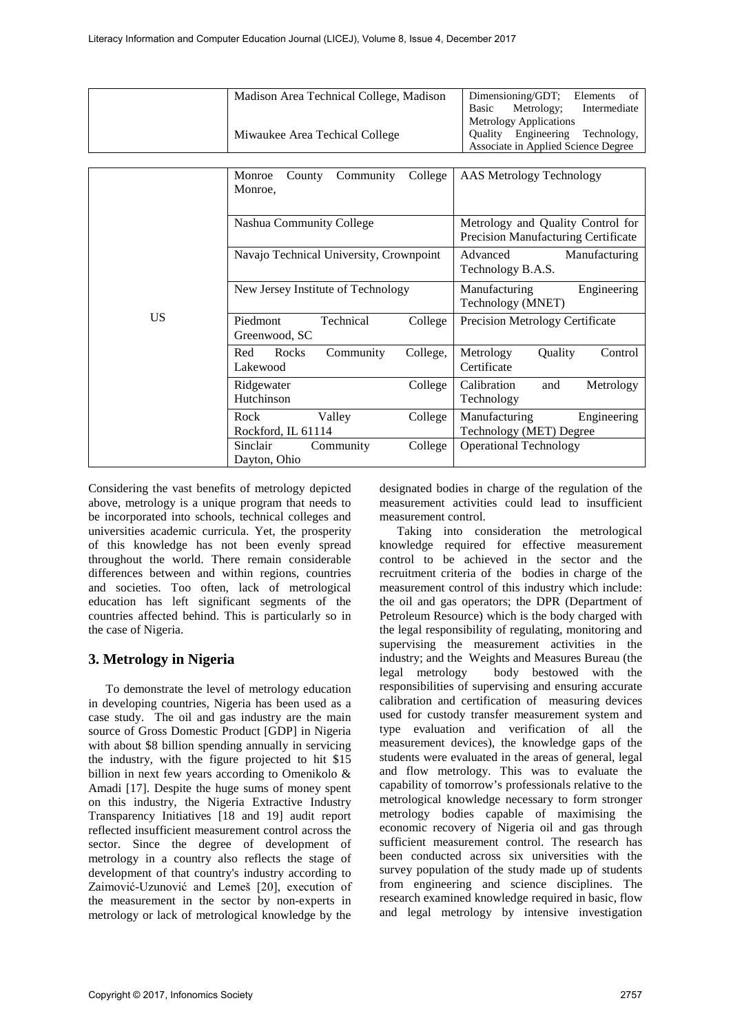|  | Madison Area Technical College, Madison | Dimensioning/GDT; Elements of Basic Metrology; Intermediate Metrology Applications |
|---|---|---|
|  | Miwaukee Area Techical College | Quality Engineering Technology, Associate in Applied Science Degree |
| US | Monroe County Community College Monroe, | AAS Metrology Technology |
|  | Nashua Community College | Metrology and Quality Control for Precision Manufacturing Certificate |
|  | Navajo Technical University, Crownpoint | Advanced Manufacturing Technology B.A.S. |
|  | New Jersey Institute of Technology | Manufacturing Engineering Technology (MNET) |
|  | Piedmont Technical College Greenwood, SC | Precision Metrology Certificate |
|  | Red Rocks Community College, Lakewood | Metrology Quality Control Certificate |
|  | Ridgewater College Hutchinson | Calibration and Metrology Technology |
|  | Rock Valley College Rockford, IL 61114 | Manufacturing Engineering Technology (MET) Degree |
|  | Sinclair Community College Dayton, Ohio | Operational Technology |

Considering the vast benefits of metrology depicted above, metrology is a unique program that needs to be incorporated into schools, technical colleges and universities academic curricula. Yet, the prosperity of this knowledge has not been evenly spread throughout the world. There remain considerable differences between and within regions, countries and societies. Too often, lack of metrological education has left significant segments of the countries affected behind. This is particularly so in the case of Nigeria.

## 3. Metrology in Nigeria

To demonstrate the level of metrology education in developing countries, Nigeria has been used as a case study. The oil and gas industry are the main source of Gross Domestic Product [GDP] in Nigeria with about \$8 billion spending annually in servicing the industry, with the figure projected to hit \$15 billion in next few years according to Omenikolo & Amadi [17]. Despite the huge sums of money spent on this industry, the Nigeria Extractive Industry Transparency Initiatives [18 and 19] audit report reflected insufficient measurement control across the sector. Since the degree of development of metrology in a country also reflects the stage of development of that country's industry according to Zaimović-Uzunović and Lemeš [20], execution of the measurement in the sector by non-experts in metrology or lack of metrological knowledge by the designated bodies in charge of the regulation of the measurement activities could lead to insufficient measurement control.

Taking into consideration the metrological knowledge required for effective measurement control to be achieved in the sector and the recruitment criteria of the bodies in charge of the measurement control of this industry which include: the oil and gas operators; the DPR (Department of Petroleum Resource) which is the body charged with the legal responsibility of regulating, monitoring and supervising the measurement activities in the industry; and the Weights and Measures Bureau (the legal metrology body bestowed with the responsibilities of supervising and ensuring accurate calibration and certification of measuring devices used for custody transfer measurement system and type evaluation and verification of all the measurement devices), the knowledge gaps of the students were evaluated in the areas of general, legal and flow metrology. This was to evaluate the capability of tomorrow's professionals relative to the metrological knowledge necessary to form stronger metrology bodies capable of maximising the economic recovery of Nigeria oil and gas through sufficient measurement control. The research has been conducted across six universities with the survey population of the study made up of students from engineering and science disciplines. The research examined knowledge required in basic, flow and legal metrology by intensive investigation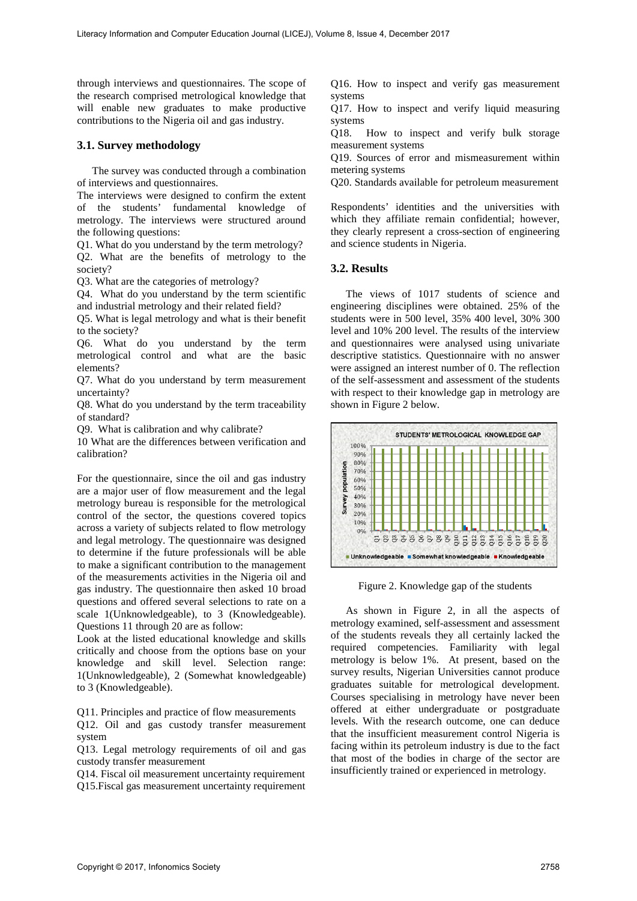through interviews and questionnaires. The scope of the research comprised metrological knowledge that will enable new graduates to make productive contributions to the Nigeria oil and gas industry.

### 3.1. Survey methodology

The survey was conducted through a combination of interviews and questionnaires.

The interviews were designed to confirm the extent of the students' fundamental knowledge of metrology. The interviews were structured around the following questions:

Q1. What do you understand by the term metrology?

Q2. What are the benefits of metrology to the society?

Q3. What are the categories of metrology?

Q4. What do you understand by the term scientific and industrial metrology and their related field?

Q5. What is legal metrology and what is their benefit to the society?

Q6. What do you understand by the term metrological control and what are the basic elements?

Q7. What do you understand by term measurement uncertainty?

Q8. What do you understand by the term traceability of standard?

Q9. What is calibration and why calibrate?

10 What are the differences between verification and calibration?

For the questionnaire, since the oil and gas industry are a major user of flow measurement and the legal metrology bureau is responsible for the metrological control of the sector, the questions covered topics across a variety of subjects related to flow metrology and legal metrology. The questionnaire was designed to determine if the future professionals will be able to make a significant contribution to the management of the measurements activities in the Nigeria oil and gas industry. The questionnaire then asked 10 broad questions and offered several selections to rate on a scale 1(Unknowledgeable), to 3 (Knowledgeable). Questions 11 through 20 are as follow:

Look at the listed educational knowledge and skills critically and choose from the options base on your knowledge and skill level. Selection range: 1(Unknowledgeable), 2 (Somewhat knowledgeable) to 3 (Knowledgeable).

Q11. Principles and practice of flow measurements

Q12. Oil and gas custody transfer measurement system

Q13. Legal metrology requirements of oil and gas custody transfer measurement

Q14. Fiscal oil measurement uncertainty requirement

Q15.Fiscal gas measurement uncertainty requirement

Q16. How to inspect and verify gas measurement systems

Q17. How to inspect and verify liquid measuring systems

Q18. How to inspect and verify bulk storage measurement systems

Q19. Sources of error and mismeasurement within metering systems

Q20. Standards available for petroleum measurement

Respondents' identities and the universities with which they affiliate remain confidential; however, they clearly represent a cross-section of engineering and science students in Nigeria.

### 3.2. Results

The views of 1017 students of science and engineering disciplines were obtained. 25% of the students were in 500 level, 35% 400 level, 30% 300 level and 10% 200 level. The results of the interview and questionnaires were analysed using univariate descriptive statistics. Questionnaire with no answer were assigned an interest number of 0. The reflection of the self-assessment and assessment of the students with respect to their knowledge gap in metrology are shown in Figure 2 below.

Figure 2. Knowledge gap of the students

As shown in Figure 2, in all the aspects of metrology examined, self-assessment and assessment of the students reveals they all certainly lacked the required competencies. Familiarity with legal metrology is below 1%. At present, based on the survey results, Nigerian Universities cannot produce graduates suitable for metrological development. Courses specialising in metrology have never been offered at either undergraduate or postgraduate levels. With the research outcome, one can deduce that the insufficient measurement control Nigeria is facing within its petroleum industry is due to the fact that most of the bodies in charge of the sector are insufficiently trained or experienced in metrology.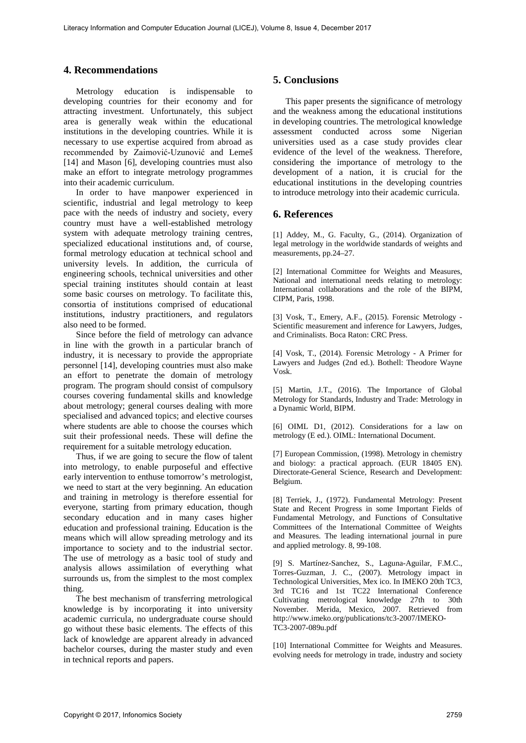## 4. Recommendations

Metrology education is indispensable to developing countries for their economy and for attracting investment. Unfortunately, this subject area is generally weak within the educational institutions in the developing countries. While it is necessary to use expertise acquired from abroad as recommended by Zaimović-Uzunović and Lemeš [14] and Mason [6], developing countries must also make an effort to integrate metrology programmes into their academic curriculum.

In order to have manpower experienced in scientific, industrial and legal metrology to keep pace with the needs of industry and society, every country must have a well-established metrology system with adequate metrology training centres, specialized educational institutions and, of course, formal metrology education at technical school and university levels. In addition, the curricula of engineering schools, technical universities and other special training institutes should contain at least some basic courses on metrology. To facilitate this, consortia of institutions comprised of educational institutions, industry practitioners, and regulators also need to be formed.

Since before the field of metrology can advance in line with the growth in a particular branch of industry, it is necessary to provide the appropriate personnel [14], developing countries must also make an effort to penetrate the domain of metrology program. The program should consist of compulsory courses covering fundamental skills and knowledge about metrology; general courses dealing with more specialised and advanced topics; and elective courses where students are able to choose the courses which suit their professional needs. These will define the requirement for a suitable metrology education.

Thus, if we are going to secure the flow of talent into metrology, to enable purposeful and effective early intervention to enthuse tomorrow's metrologist, we need to start at the very beginning. An education and training in metrology is therefore essential for everyone, starting from primary education, though secondary education and in many cases higher education and professional training. Education is the means which will allow spreading metrology and its importance to society and to the industrial sector. The use of metrology as a basic tool of study and analysis allows assimilation of everything what surrounds us, from the simplest to the most complex thing.

The best mechanism of transferring metrological knowledge is by incorporating it into university academic curricula, no undergraduate course should go without these basic elements. The effects of this lack of knowledge are apparent already in advanced bachelor courses, during the master study and even in technical reports and papers.

## 5. Conclusions

This paper presents the significance of metrology and the weakness among the educational institutions in developing countries. The metrological knowledge assessment conducted across some Nigerian universities used as a case study provides clear evidence of the level of the weakness. Therefore, considering the importance of metrology to the development of a nation, it is crucial for the educational institutions in the developing countries to introduce metrology into their academic curricula.

## 6. References

[1] Addey, M., G. Faculty, G., (2014). Organization of legal metrology in the worldwide standards of weights and measurements, pp.24–27.

[2] International Committee for Weights and Measures, National and international needs relating to metrology: International collaborations and the role of the BIPM, CIPM, Paris, 1998.

[3] Vosk, T., Emery, A.F., (2015). Forensic Metrology - Scientific measurement and inference for Lawyers, Judges, and Criminalists. Boca Raton: CRC Press.

[4] Vosk, T., (2014). Forensic Metrology - A Primer for Lawyers and Judges (2nd ed.). Bothell: Theodore Wayne Vosk.

[5] Martin, J.T., (2016). The Importance of Global Metrology for Standards, Industry and Trade: Metrology in a Dynamic World, BIPM.

[6] OIML D1, (2012). Considerations for a law on metrology (E ed.). OIML: International Document.

[7] European Commission, (1998). Metrology in chemistry and biology: a practical approach. (EUR 18405 EN). Directorate-General Science, Research and Development: Belgium.

[8] Terriek, J., (1972). Fundamental Metrology: Present State and Recent Progress in some Important Fields of Fundamental Metrology, and Functions of Consultative Committees of the International Committee of Weights and Measures. The leading international journal in pure and applied metrology. 8, 99-108.

[9] S. Martínez-Sanchez, S., Laguna-Aguilar, F.M.C., Torres-Guzman, J. C., (2007). Metrology impact in Technological Universities, Mex ico. In IMEKO 20th TC3, 3rd TC16 and 1st TC22 International Conference Cultivating metrological knowledge 27th to 30th November. Merida, Mexico, 2007. Retrieved from http://www.imeko.org/publications/tc3-2007/IMEKO-TC3-2007-089u.pdf

[10] International Committee for Weights and Measures. evolving needs for metrology in trade, industry and society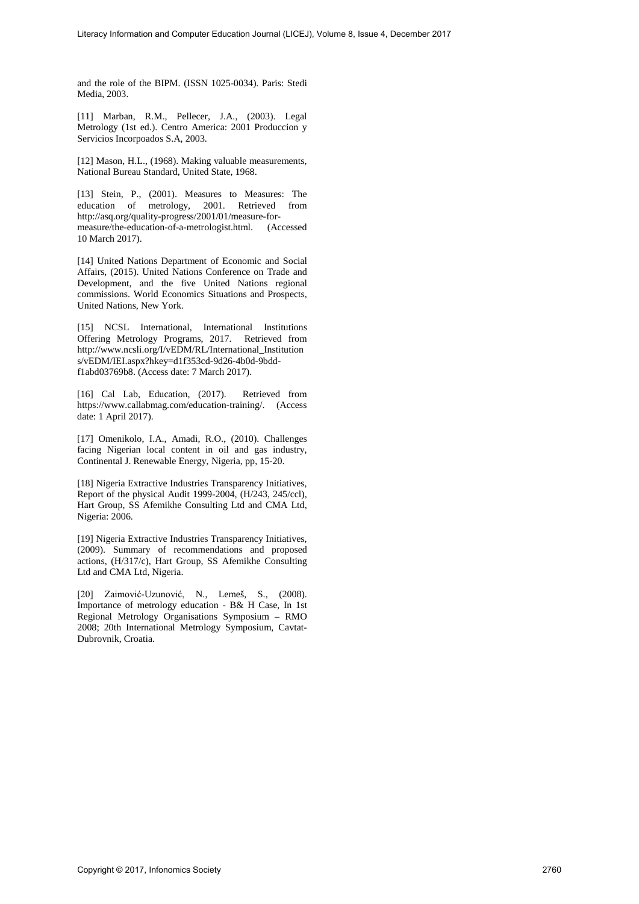and the role of the BIPM. (ISSN 1025-0034). Paris: Stedi Media, 2003.

[11] Marban, R.M., Pellecer, J.A., (2003). Legal Metrology (1st ed.). Centro America: 2001 Produccion y Servicios Incorpoados S.A, 2003.

[12] Mason, H.L., (1968). Making valuable measurements, National Bureau Standard, United State, 1968.

[13] Stein, P., (2001). Measures to Measures: The education of metrology, 2001. Retrieved from http://asq.org/quality-progress/2001/01/measure-for-measure/the-education-of-a-metrologist.html. (Accessed 10 March 2017).

[14] United Nations Department of Economic and Social Affairs, (2015). United Nations Conference on Trade and Development, and the five United Nations regional commissions. World Economics Situations and Prospects, United Nations, New York.

[15] NCSL International, International Institutions Offering Metrology Programs, 2017. Retrieved from http://www.ncsli.org/I/vEDM/RL/International_Institutions/vEDM/IEI.aspx?hkey=d1f353cd-9d26-4b0d-9bdd-f1abd03769b8. (Access date: 7 March 2017).

[16] Cal Lab, Education, (2017). Retrieved from https://www.callabmag.com/education-training/. (Access date: 1 April 2017).

[17] Omenikolo, I.A., Amadi, R.O., (2010). Challenges facing Nigerian local content in oil and gas industry, Continental J. Renewable Energy, Nigeria, pp, 15-20.

[18] Nigeria Extractive Industries Transparency Initiatives, Report of the physical Audit 1999-2004, (H/243, 245/ccl), Hart Group, SS Afemikhe Consulting Ltd and CMA Ltd, Nigeria: 2006.

[19] Nigeria Extractive Industries Transparency Initiatives, (2009). Summary of recommendations and proposed actions, (H/317/c), Hart Group, SS Afemikhe Consulting Ltd and CMA Ltd, Nigeria.

[20] Zaimović-Uzunović, N., Lemeš, S., (2008). Importance of metrology education - B& H Case, In 1st Regional Metrology Organisations Symposium – RMO 2008; 20th International Metrology Symposium, Cavtat-Dubrovnik, Croatia.